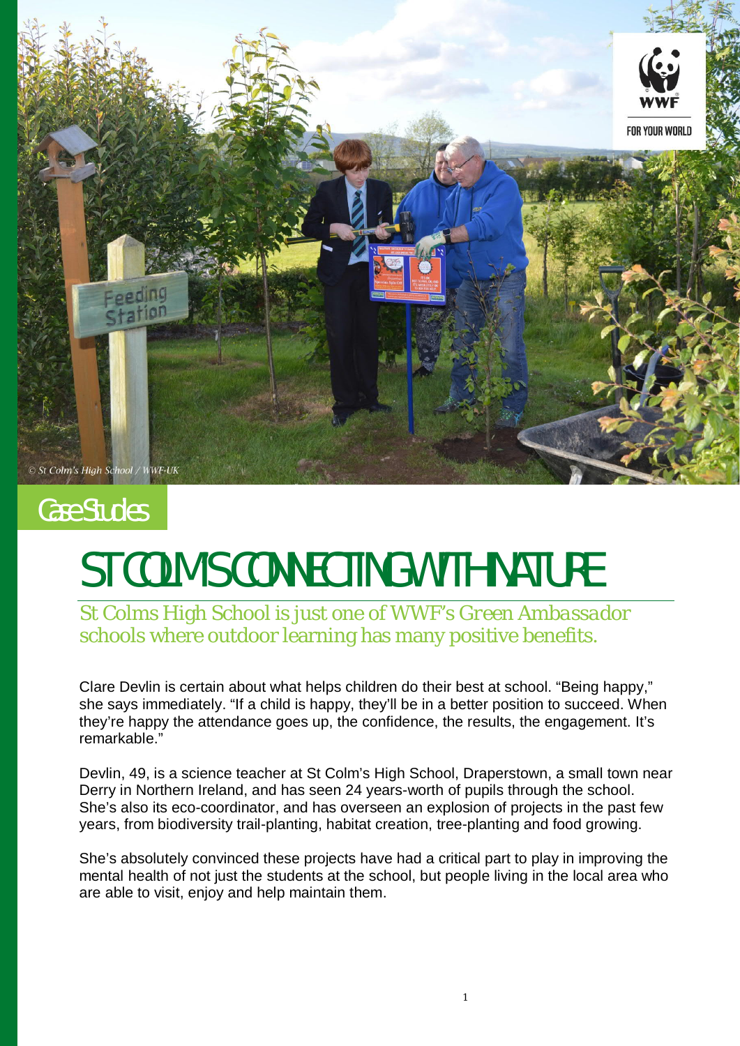Case Studies

# ST COLMS CONNECTING WITH NATURE

St Colms High School is just one of WWF's *Green Ambassador* schools where outdoor learning has many positive benefits.

Clare Devlin is certain about what helps children do their best at school. "Being happy," she says immediately. "If a child is happy, they'll be in a better position to succeed. When they're happy the attendance goes up, the confidence, the results, the engagement. It's remarkable."

Devlin, 49, is a science teacher at St Colm's High School, Draperstown, a small town near Derry in Northern Ireland, and has seen 24 years-worth of pupils through the school. She's also its eco-coordinator, and has overseen an explosion of projects in the past few years, from biodiversity trail-planting, habitat creation, tree-planting and food growing.

She's absolutely convinced these projects have had a critical part to play in improving the mental health of not just the students at the school, but people living in the local area who are able to visit, enjoy and help maintain them.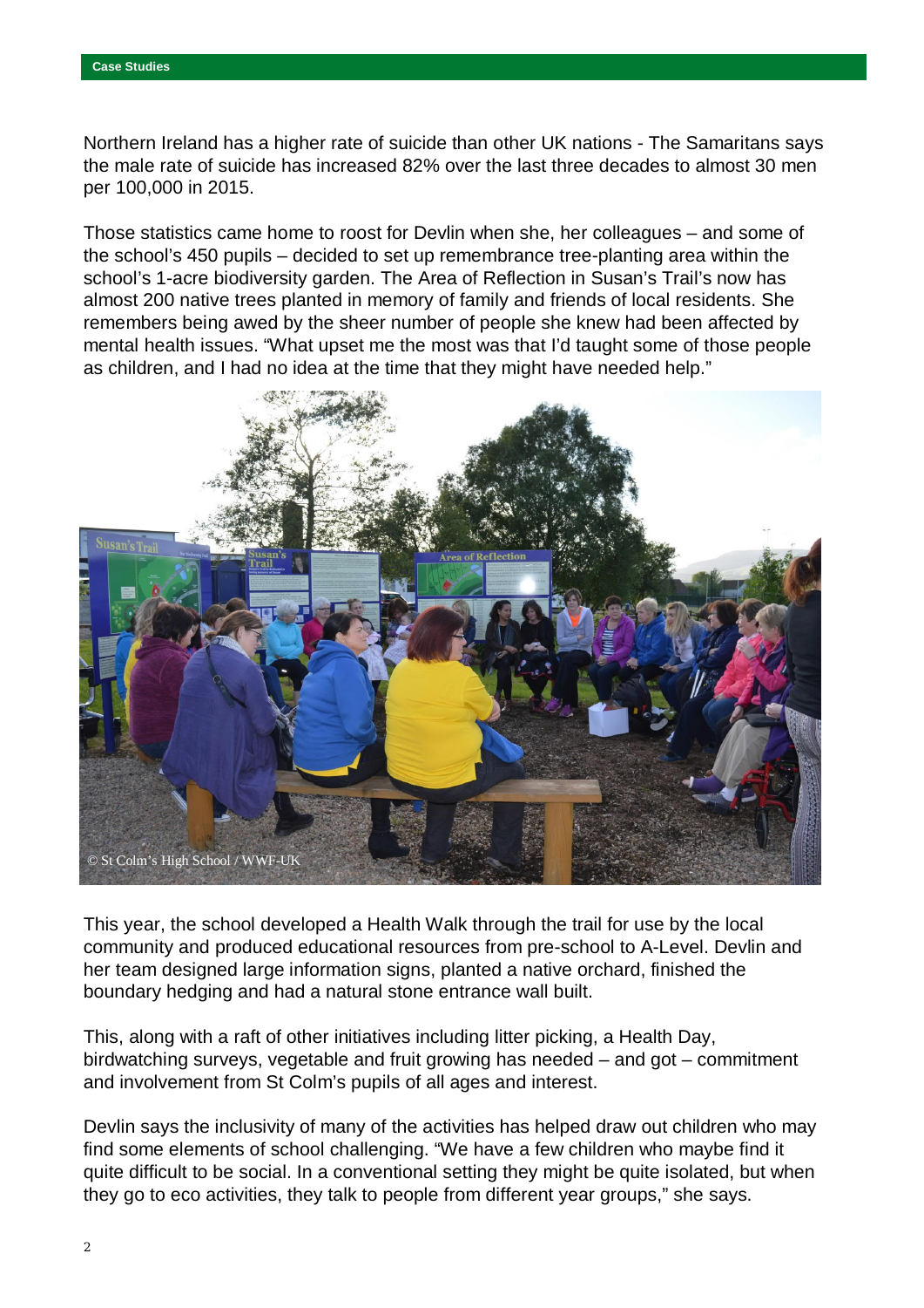Northern Ireland has a higher rate of suicide than other UK nations - The Samaritans says the male rate of suicide has increased 82% over the last three decades to almost 30 men per 100,000 in 2015.

Those statistics came home to roost for Devlin when she, her colleagues – and some of the school's 450 pupils – decided to set up remembrance tree-planting area within the school's 1-acre biodiversity garden. The Area of Reflection in Susan's Trail's now has almost 200 native trees planted in memory of family and friends of local residents. She remembers being awed by the sheer number of people she knew had been affected by mental health issues. "What upset me the most was that I'd taught some of those people as children, and I had no idea at the time that they might have needed help."

© St Colm's High School / WWF-UK

This year, the school developed a Health Walk through the trail for use by the local community and produced educational resources from pre-school to A-Level. Devlin and her team designed large information signs, planted a native orchard, finished the boundary hedging and had a natural stone entrance wall built.

This, along with a raft of other initiatives including litter picking, a Health Day, birdwatching surveys, vegetable and fruit growing has needed – and got – commitment and involvement from St Colm's pupils of all ages and interest.

Devlin says the inclusivity of many of the activities has helped draw out children who may find some elements of school challenging. "We have a few children who maybe find it quite difficult to be social. In a conventional setting they might be quite isolated, but when they go to eco activities, they talk to people from different year groups," she says.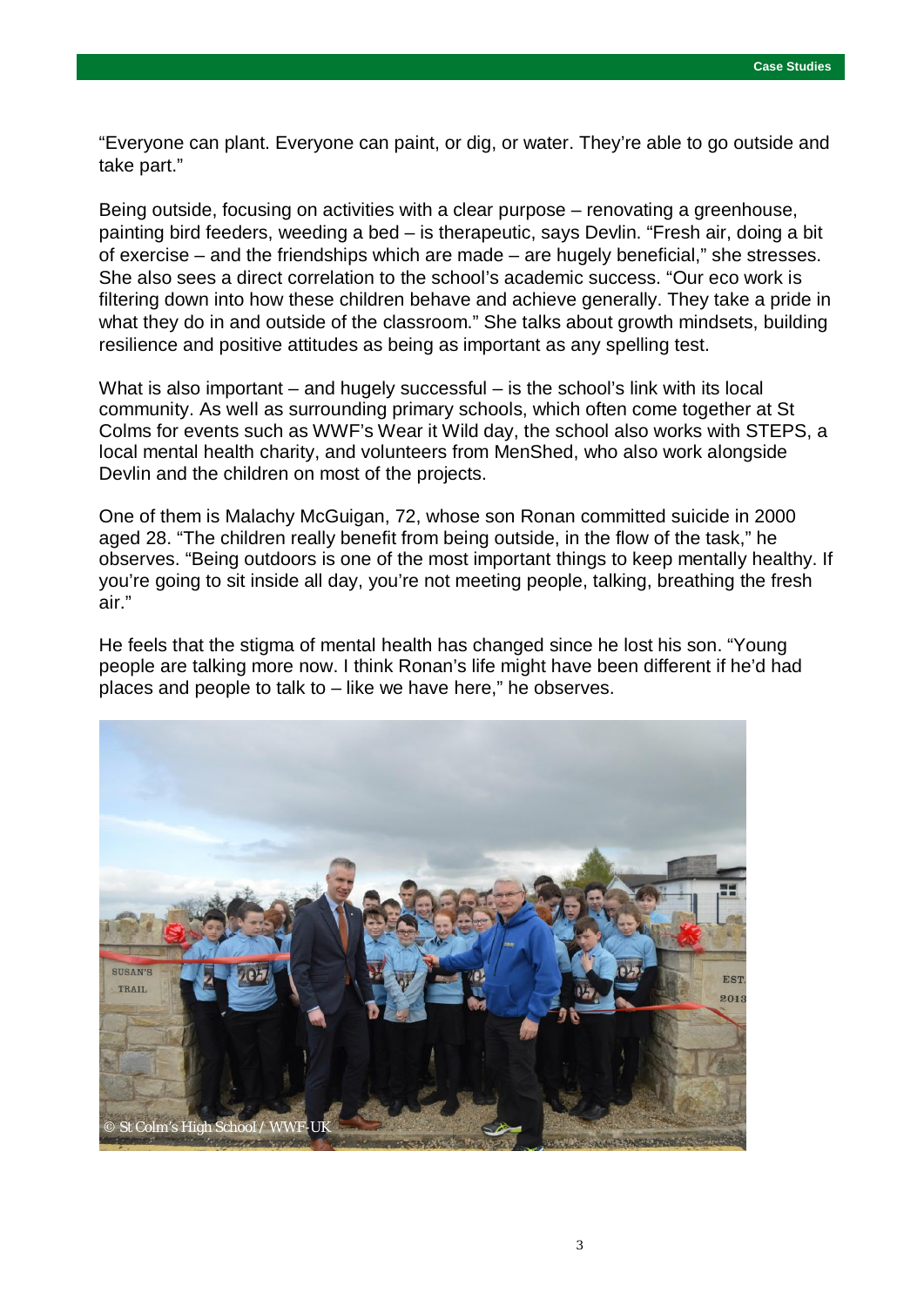"Everyone can plant. Everyone can paint, or dig, or water. They're able to go outside and take part."

Being outside, focusing on activities with a clear purpose – renovating a greenhouse, painting bird feeders, weeding a bed – is therapeutic, says Devlin. "Fresh air, doing a bit of exercise – and the friendships which are made – are hugely beneficial," she stresses. She also sees a direct correlation to the school's academic success. "Our eco work is filtering down into how these children behave and achieve generally. They take a pride in what they do in and outside of the classroom." She talks about growth mindsets, building resilience and positive attitudes as being as important as any spelling test.

What is also important – and hugely successful – is the school's link with its local community. As well as surrounding primary schools, which often come together at St Colms for events such as WWF's Wear it Wild day, the school also works with STEPS, a local mental health charity, and volunteers from MenShed, who also work alongside Devlin and the children on most of the projects.

One of them is Malachy McGuigan, 72, whose son Ronan committed suicide in 2000 aged 28. "The children really benefit from being outside, in the flow of the task," he observes. "Being outdoors is one of the most important things to keep mentally healthy. If you're going to sit inside all day, you're not meeting people, talking, breathing the fresh air."

He feels that the stigma of mental health has changed since he lost his son. "Young people are talking more now. I think Ronan's life might have been different if he'd had places and people to talk to – like we have here," he observes.

© St Colm's High School / WWF-UK